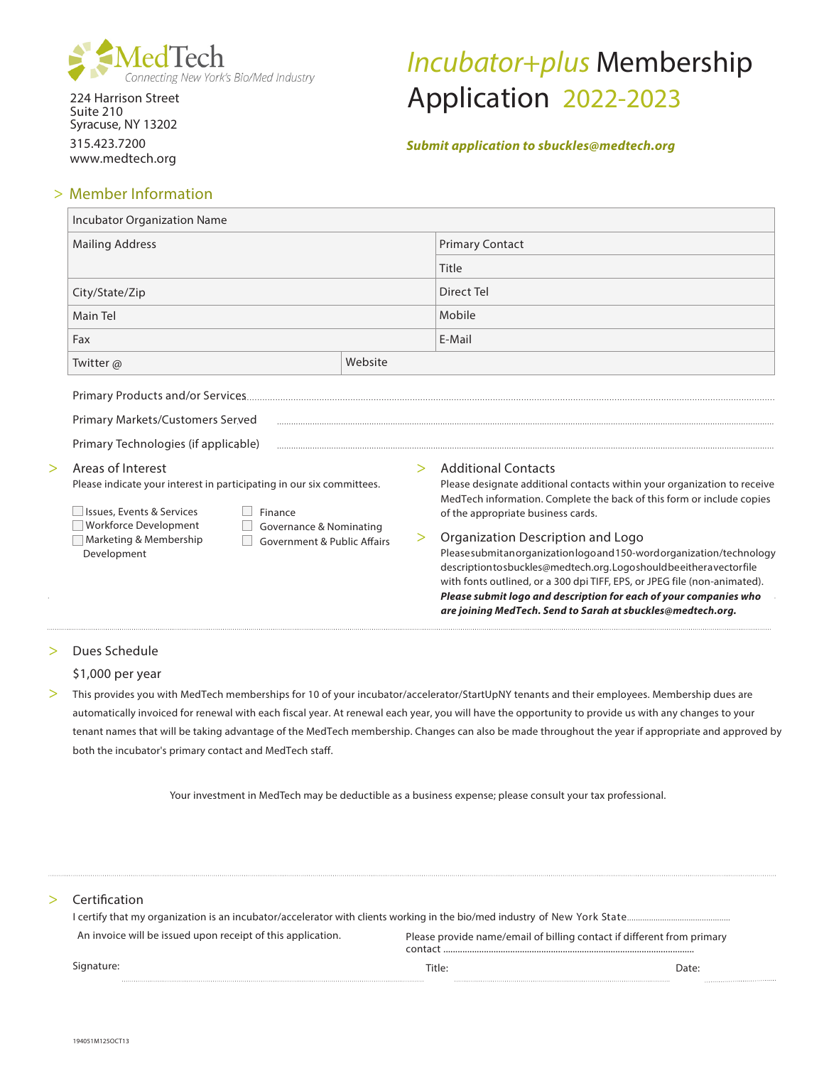MedTech
Connecting New York's Bio/Med Industry

224 Harrison Street
Suite 210
Syracuse, NY 13202

315.423.7200
www.medtech.org

# *Incubator+plus* Membership Application 2022-2023

***Submit application to sbuckles@medtech.org***

## > Member Information

| Incubator Organization Name | | |
|---|---|---|
| Mailing Address | | Primary Contact |
| | | Title |
| City/State/Zip | | Direct Tel |
| Main Tel | | Mobile |
| Fax | | E-Mail |
| Twitter @ | Website | |

Primary Products and/or Services ..........

Primary Markets/Customers Served ..........

Primary Technologies (if applicable) ..........

### > Areas of Interest

Please indicate your interest in participating in our six committees.

- ☐ Issues, Events & Services
- ☐ Workforce Development
- ☐ Marketing & Membership Development
- ☐ Finance
- ☐ Governance & Nominating
- ☐ Government & Public Affairs

### > Additional Contacts

Please designate additional contacts within your organization to receive MedTech information. Complete the back of this form or include copies of the appropriate business cards.

### > Organization Description and Logo

Please submit an organization logo and 150-word organization/technology description to sbuckles@medtech.org. Logo should be either a vector file with fonts outlined, or a 300 dpi TIFF, EPS, or JPEG file (non-animated). ***Please submit logo and description for each of your companies who are joining MedTech. Send to Sarah at sbuckles@medtech.org.***

### > Dues Schedule

$1,000 per year

> This provides you with MedTech memberships for 10 of your incubator/accelerator/StartUpNY tenants and their employees. Membership dues are automatically invoiced for renewal with each fiscal year. At renewal each year, you will have the opportunity to provide us with any changes to your tenant names that will be taking advantage of the MedTech membership. Changes can also be made throughout the year if appropriate and approved by both the incubator's primary contact and MedTech staff.

Your investment in MedTech may be deductible as a business expense; please consult your tax professional.

### > Certification

I certify that my organization is an incubator/accelerator with clients working in the bio/med industry of New York State..........

An invoice will be issued upon receipt of this application.

Please provide name/email of billing contact if different from primary contact ..........

Signature: .......... Title: .......... Date: ..........

194051M125OCT13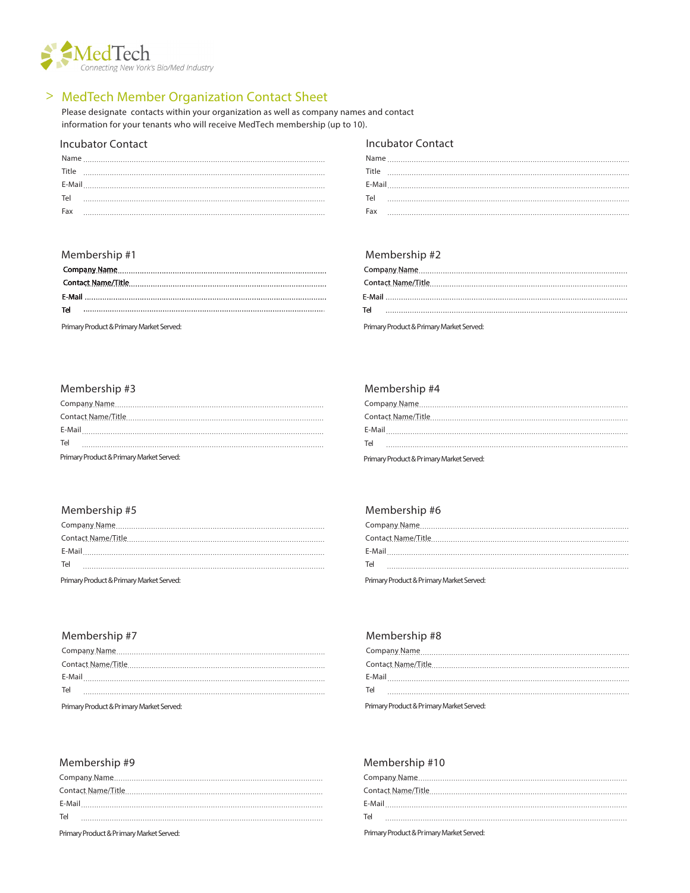MedTech
*Connecting New York's Bio/Med Industry*

## > MedTech Member Organization Contact Sheet

Please designate contacts within your organization as well as company names and contact information for your tenants who will receive MedTech membership (up to 10).

### Incubator Contact

Name ............................................................

Title ............................................................

E-Mail ............................................................

Tel ............................................................

Fax ............................................................

### Incubator Contact

Name ............................................................

Title ............................................................

E-Mail ............................................................

Tel ............................................................

Fax ............................................................

### Membership #1

**Company Name** ............................................................

**Contact Name/Title** ............................................................

**E-Mail** ............................................................

**Tel** ............................................................

Primary Product & Primary Market Served:

### Membership #2

Company Name ............................................................

Contact Name/Title ............................................................

E-Mail ............................................................

Tel ............................................................

Primary Product & Primary Market Served:

### Membership #3

Company Name ............................................................

Contact Name/Title ............................................................

E-Mail ............................................................

Tel ............................................................

Primary Product & Primary Market Served:

### Membership #4

Company Name ............................................................

Contact Name/Title ............................................................

E-Mail ............................................................

Tel ............................................................

Primary Product & Primary Market Served:

### Membership #5

Company Name ............................................................

Contact Name/Title ............................................................

E-Mail ............................................................

Tel ............................................................

Primary Product & Primary Market Served:

### Membership #6

Company Name ............................................................

Contact Name/Title ............................................................

E-Mail ............................................................

Tel ............................................................

Primary Product & Primary Market Served:

### Membership #7

Company Name ............................................................

Contact Name/Title ............................................................

E-Mail ............................................................

Tel ............................................................

Primary Product & Primary Market Served:

### Membership #8

Company Name ............................................................

Contact Name/Title ............................................................

E-Mail ............................................................

Tel ............................................................

Primary Product & Primary Market Served:

### Membership #9

Company Name ............................................................

Contact Name/Title ............................................................

E-Mail ............................................................

Tel ............................................................

Primary Product & Primary Market Served:

### Membership #10

Company Name ............................................................

Contact Name/Title ............................................................

E-Mail ............................................................

Tel ............................................................

Primary Product & Primary Market Served: